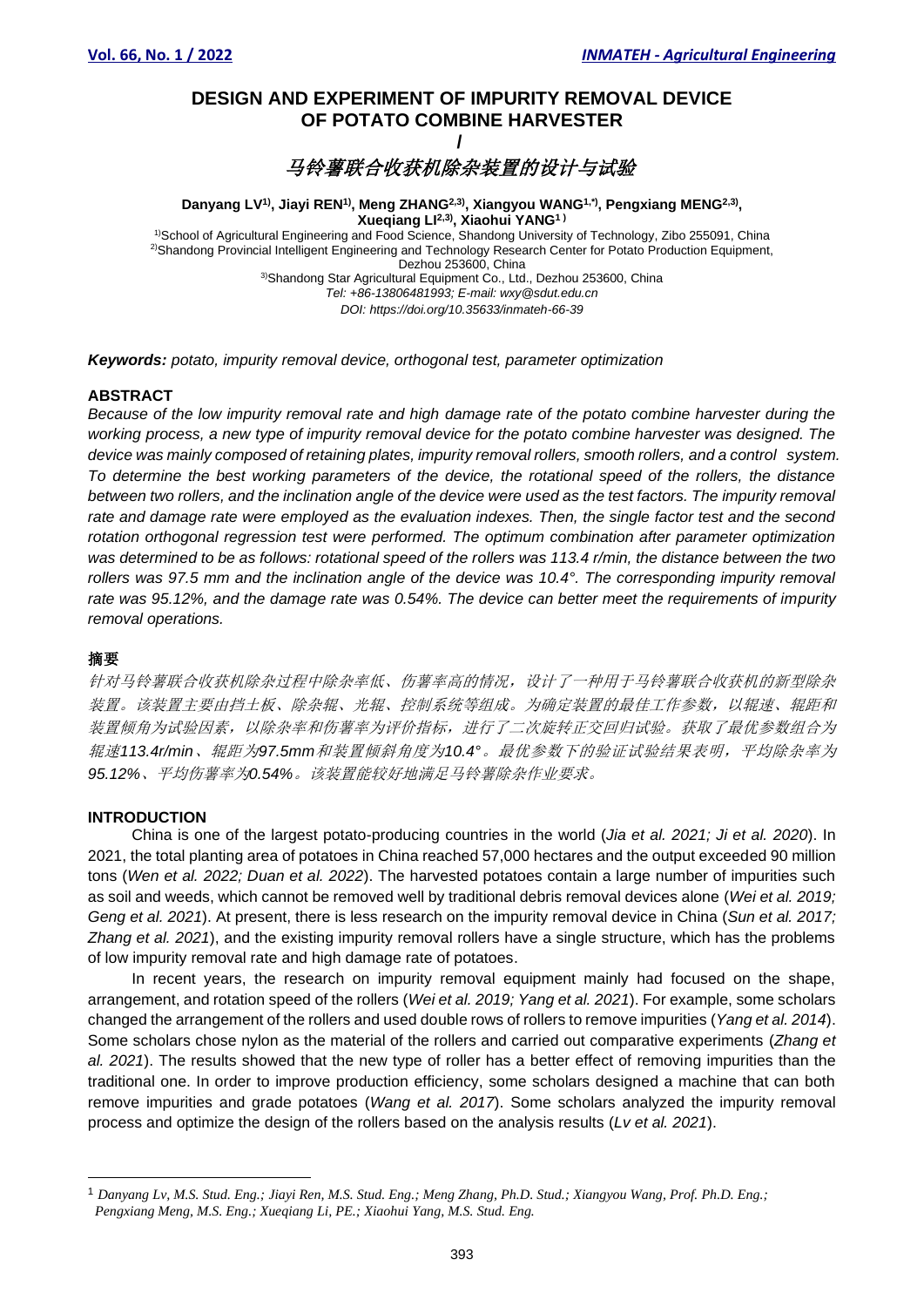# DESIGN AND EXPERIMENT OF IMPURITY REMOVAL DEVICE OF POTATO COMBINE HARVESTER

/

# 马铃薯联合收获机除杂装置的设计与试验

**Danyang LV[1)], Jiayi REN[1)], Meng ZHANG[2,3)], Xiangyou WANG[1,*)], Pengxiang MENG[2,3)], Xueqiang LI[2,3)], Xiaohui YANG[1)]**

[1)]School of Agricultural Engineering and Food Science, Shandong University of Technology, Zibo 255091, China
[2)]Shandong Provincial Intelligent Engineering and Technology Research Center for Potato Production Equipment, Dezhou 253600, China
[3)]Shandong Star Agricultural Equipment Co., Ltd., Dezhou 253600, China
*Tel: +86-13806481993; E-mail: wxy@sdut.edu.cn*
*DOI: https://doi.org/10.35633/inmateh-66-39*

***Keywords:*** *potato, impurity removal device, orthogonal test, parameter optimization*

## ABSTRACT

*Because of the low impurity removal rate and high damage rate of the potato combine harvester during the working process, a new type of impurity removal device for the potato combine harvester was designed. The device was mainly composed of retaining plates, impurity removal rollers, smooth rollers, and a control system. To determine the best working parameters of the device, the rotational speed of the rollers, the distance between two rollers, and the inclination angle of the device were used as the test factors. The impurity removal rate and damage rate were employed as the evaluation indexes. Then, the single factor test and the second rotation orthogonal regression test were performed. The optimum combination after parameter optimization was determined to be as follows: rotational speed of the rollers was 113.4 r/min, the distance between the two rollers was 97.5 mm and the inclination angle of the device was 10.4°. The corresponding impurity removal rate was 95.12%, and the damage rate was 0.54%. The device can better meet the requirements of impurity removal operations.*

## 摘要

*针对马铃薯联合收获机除杂过程中除杂率低、伤薯率高的情况，设计了一种用于马铃薯联合收获机的新型除杂装置。该装置主要由挡土板、除杂辊、光辊、控制系统等组成。为确定装置的最佳工作参数，以辊速、辊距和装置倾角为试验因素，以除杂率和伤薯率为评价指标，进行了二次旋转正交回归试验。获取了最优参数组合为辊速113.4r/min、辊距为97.5mm和装置倾斜角度为10.4°。最优参数下的验证试验结果表明，平均除杂率为95.12%、平均伤薯率为0.54%。该装置能较好地满足马铃薯除杂作业要求。*

## INTRODUCTION

China is one of the largest potato-producing countries in the world (*Jia et al. 2021; Ji et al. 2020*). In 2021, the total planting area of potatoes in China reached 57,000 hectares and the output exceeded 90 million tons (*Wen et al. 2022; Duan et al. 2022*). The harvested potatoes contain a large number of impurities such as soil and weeds, which cannot be removed well by traditional debris removal devices alone (*Wei et al. 2019; Geng et al. 2021*). At present, there is less research on the impurity removal device in China (*Sun et al. 2017; Zhang et al. 2021*), and the existing impurity removal rollers have a single structure, which has the problems of low impurity removal rate and high damage rate of potatoes.

In recent years, the research on impurity removal equipment mainly had focused on the shape, arrangement, and rotation speed of the rollers (*Wei et al. 2019; Yang et al. 2021*). For example, some scholars changed the arrangement of the rollers and used double rows of rollers to remove impurities (*Yang et al. 2014*). Some scholars chose nylon as the material of the rollers and carried out comparative experiments (*Zhang et al. 2021*). The results showed that the new type of roller has a better effect of removing impurities than the traditional one. In order to improve production efficiency, some scholars designed a machine that can both remove impurities and grade potatoes (*Wang et al. 2017*). Some scholars analyzed the impurity removal process and optimize the design of the rollers based on the analysis results (*Lv et al. 2021*).

---

[1] *Danyang Lv, M.S. Stud. Eng.; Jiayi Ren, M.S. Stud. Eng.; Meng Zhang, Ph.D. Stud.; Xiangyou Wang, Prof. Ph.D. Eng.; Pengxiang Meng, M.S. Eng.; Xueqiang Li, PE.; Xiaohui Yang, M.S. Stud. Eng.*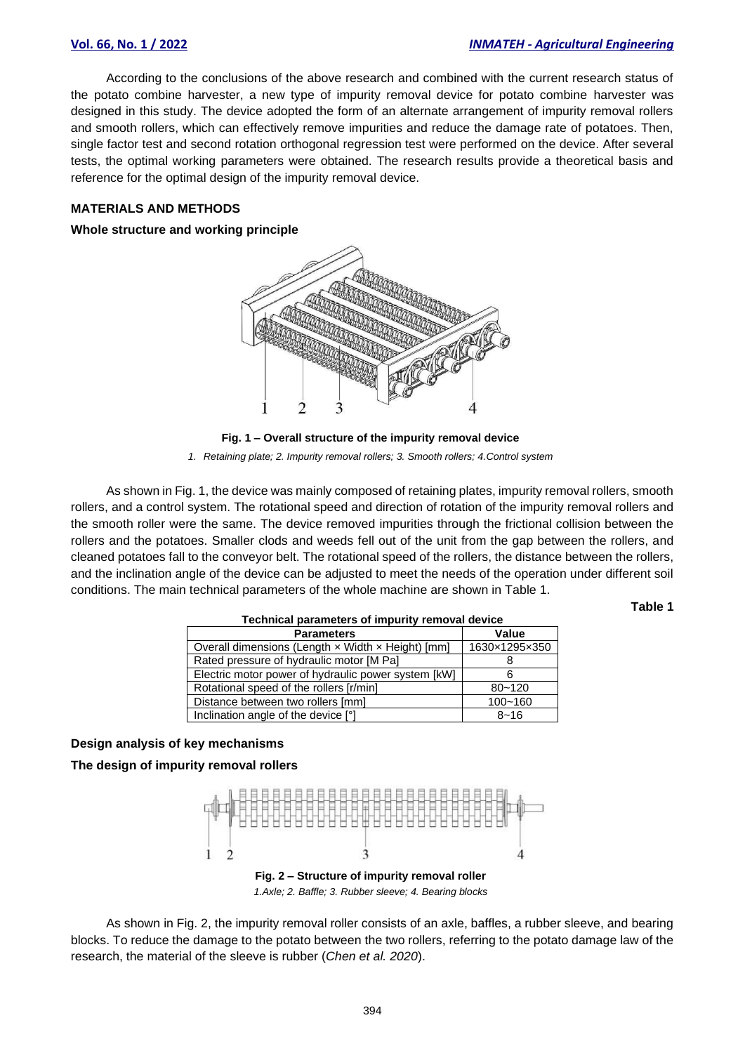According to the conclusions of the above research and combined with the current research status of the potato combine harvester, a new type of impurity removal device for potato combine harvester was designed in this study. The device adopted the form of an alternate arrangement of impurity removal rollers and smooth rollers, which can effectively remove impurities and reduce the damage rate of potatoes. Then, single factor test and second rotation orthogonal regression test were performed on the device. After several tests, the optimal working parameters were obtained. The research results provide a theoretical basis and reference for the optimal design of the impurity removal device.

## MATERIALS AND METHODS

### Whole structure and working principle

**Fig. 1 – Overall structure of the impurity removal device**

*1. Retaining plate; 2. Impurity removal rollers; 3. Smooth rollers; 4.Control system*

As shown in Fig. 1, the device was mainly composed of retaining plates, impurity removal rollers, smooth rollers, and a control system. The rotational speed and direction of rotation of the impurity removal rollers and the smooth roller were the same. The device removed impurities through the frictional collision between the rollers and the potatoes. Smaller clods and weeds fell out of the unit from the gap between the rollers, and cleaned potatoes fall to the conveyor belt. The rotational speed of the rollers, the distance between the rollers, and the inclination angle of the device can be adjusted to meet the needs of the operation under different soil conditions. The main technical parameters of the whole machine are shown in Table 1.

**Table 1**

**Technical parameters of impurity removal device**

| Parameters | Value |
|---|---|
| Overall dimensions (Length × Width × Height) [mm] | 1630×1295×350 |
| Rated pressure of hydraulic motor [M Pa] | 8 |
| Electric motor power of hydraulic power system [kW] | 6 |
| Rotational speed of the rollers [r/min] | 80~120 |
| Distance between two rollers [mm] | 100~160 |
| Inclination angle of the device [°] | 8~16 |

### Design analysis of key mechanisms

### The design of impurity removal rollers

**Fig. 2 – Structure of impurity removal roller**

*1.Axle; 2. Baffle; 3. Rubber sleeve; 4. Bearing blocks*

As shown in Fig. 2, the impurity removal roller consists of an axle, baffles, a rubber sleeve, and bearing blocks. To reduce the damage to the potato between the two rollers, referring to the potato damage law of the research, the material of the sleeve is rubber (*Chen et al. 2020*).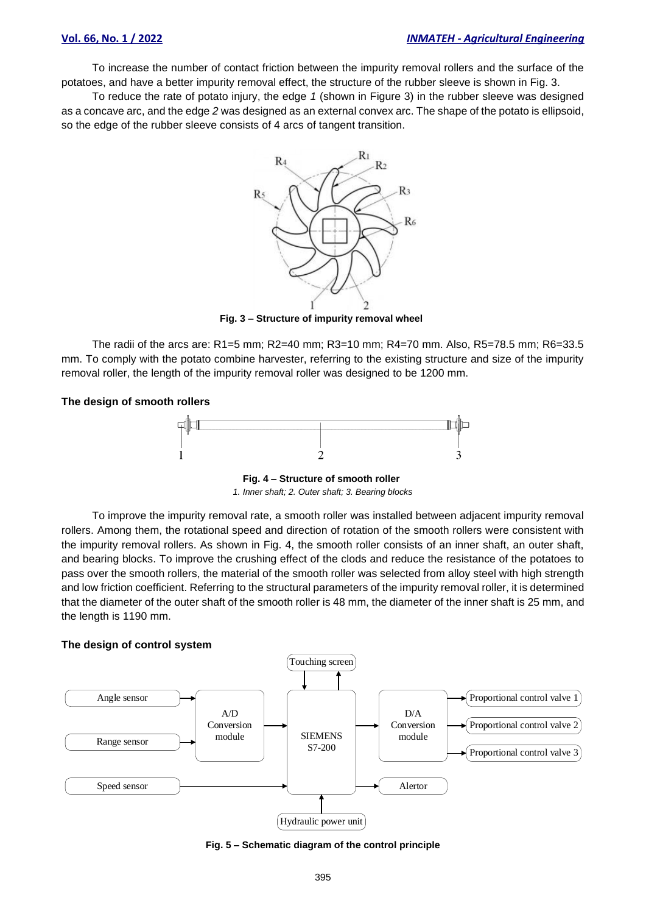To increase the number of contact friction between the impurity removal rollers and the surface of the potatoes, and have a better impurity removal effect, the structure of the rubber sleeve is shown in Fig. 3.

To reduce the rate of potato injury, the edge *1* (shown in Figure 3) in the rubber sleeve was designed as a concave arc, and the edge *2* was designed as an external convex arc. The shape of the potato is ellipsoid, so the edge of the rubber sleeve consists of 4 arcs of tangent transition.

**Fig. 3 – Structure of impurity removal wheel**

The radii of the arcs are: R1=5 mm; R2=40 mm; R3=10 mm; R4=70 mm. Also, R5=78.5 mm; R6=33.5 mm. To comply with the potato combine harvester, referring to the existing structure and size of the impurity removal roller, the length of the impurity removal roller was designed to be 1200 mm.

### The design of smooth rollers

**Fig. 4 – Structure of smooth roller**

*1. Inner shaft; 2. Outer shaft; 3. Bearing blocks*

To improve the impurity removal rate, a smooth roller was installed between adjacent impurity removal rollers. Among them, the rotational speed and direction of rotation of the smooth rollers were consistent with the impurity removal rollers. As shown in Fig. 4, the smooth roller consists of an inner shaft, an outer shaft, and bearing blocks. To improve the crushing effect of the clods and reduce the resistance of the potatoes to pass over the smooth rollers, the material of the smooth roller was selected from alloy steel with high strength and low friction coefficient. Referring to the structural parameters of the impurity removal roller, it is determined that the diameter of the outer shaft of the smooth roller is 48 mm, the diameter of the inner shaft is 25 mm, and the length is 1190 mm.

### The design of control system

**Fig. 5 – Schematic diagram of the control principle**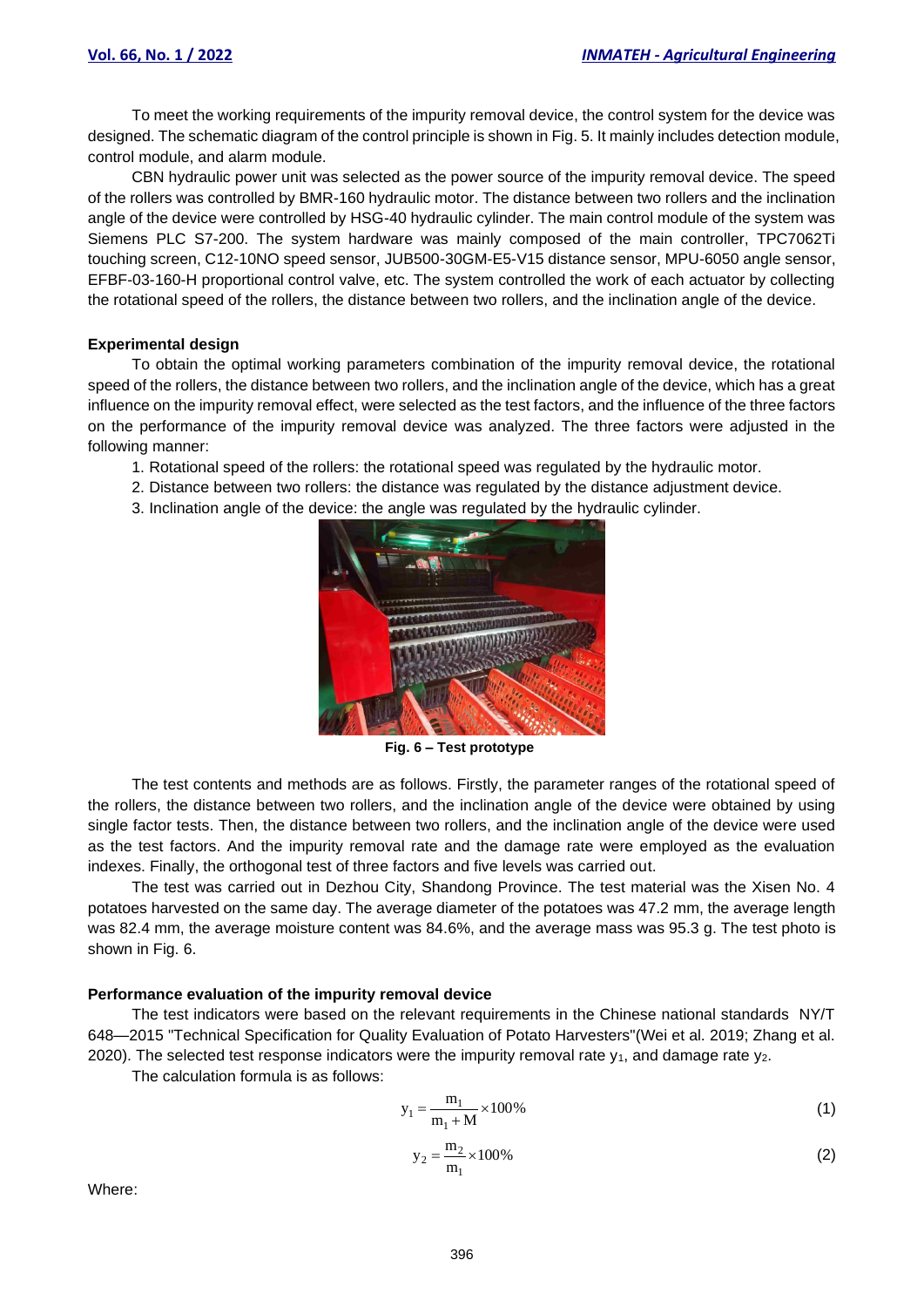To meet the working requirements of the impurity removal device, the control system for the device was designed. The schematic diagram of the control principle is shown in Fig. 5. It mainly includes detection module, control module, and alarm module.

CBN hydraulic power unit was selected as the power source of the impurity removal device. The speed of the rollers was controlled by BMR-160 hydraulic motor. The distance between two rollers and the inclination angle of the device were controlled by HSG-40 hydraulic cylinder. The main control module of the system was Siemens PLC S7-200. The system hardware was mainly composed of the main controller, TPC7062Ti touching screen, C12-10NO speed sensor, JUB500-30GM-E5-V15 distance sensor, MPU-6050 angle sensor, EFBF-03-160-H proportional control valve, etc. The system controlled the work of each actuator by collecting the rotational speed of the rollers, the distance between two rollers, and the inclination angle of the device.

**Experimental design**

To obtain the optimal working parameters combination of the impurity removal device, the rotational speed of the rollers, the distance between two rollers, and the inclination angle of the device, which has a great influence on the impurity removal effect, were selected as the test factors, and the influence of the three factors on the performance of the impurity removal device was analyzed. The three factors were adjusted in the following manner:

1. Rotational speed of the rollers: the rotational speed was regulated by the hydraulic motor.
2. Distance between two rollers: the distance was regulated by the distance adjustment device.
3. Inclination angle of the device: the angle was regulated by the hydraulic cylinder.

**Fig. 6 – Test prototype**

The test contents and methods are as follows. Firstly, the parameter ranges of the rotational speed of the rollers, the distance between two rollers, and the inclination angle of the device were obtained by using single factor tests. Then, the distance between two rollers, and the inclination angle of the device were used as the test factors. And the impurity removal rate and the damage rate were employed as the evaluation indexes. Finally, the orthogonal test of three factors and five levels was carried out.

The test was carried out in Dezhou City, Shandong Province. The test material was the Xisen No. 4 potatoes harvested on the same day. The average diameter of the potatoes was 47.2 mm, the average length was 82.4 mm, the average moisture content was 84.6%, and the average mass was 95.3 g. The test photo is shown in Fig. 6.

**Performance evaluation of the impurity removal device**

The test indicators were based on the relevant requirements in the Chinese national standards NY/T 648—2015 "Technical Specification for Quality Evaluation of Potato Harvesters"(Wei et al. 2019; Zhang et al. 2020). The selected test response indicators were the impurity removal rate $y_1$, and damage rate $y_2$.

The calculation formula is as follows:

$$y_1 = \frac{m_1}{m_1 + M} \times 100\% \tag{1}$$

$$y_2 = \frac{m_2}{m_1} \times 100\% \tag{2}$$

Where: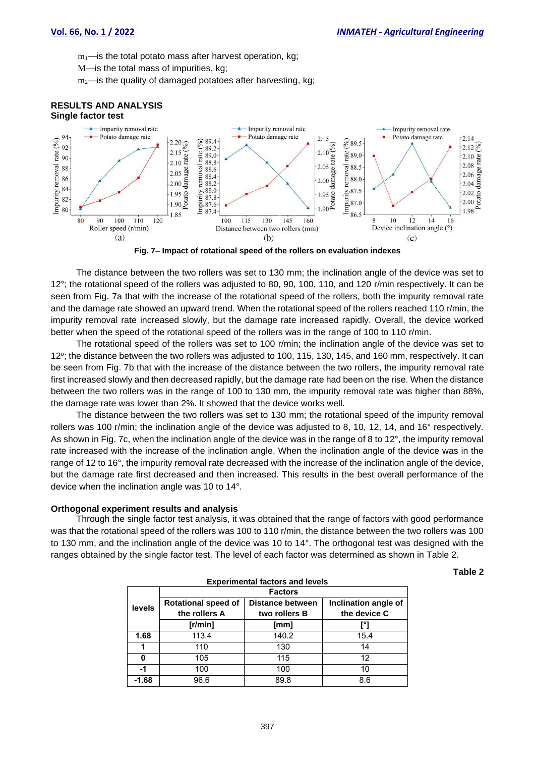$m_1$—is the total potato mass after harvest operation, kg;

M—is the total mass of impurities, kg;

$m_2$—is the quality of damaged potatoes after harvesting, kg;

## RESULTS AND ANALYSIS

### Single factor test

**Fig. 7– Impact of rotational speed of the rollers on evaluation indexes**

The distance between the two rollers was set to 130 mm; the inclination angle of the device was set to 12°; the rotational speed of the rollers was adjusted to 80, 90, 100, 110, and 120 r/min respectively. It can be seen from Fig. 7a that with the increase of the rotational speed of the rollers, both the impurity removal rate and the damage rate showed an upward trend. When the rotational speed of the rollers reached 110 r/min, the impurity removal rate increased slowly, but the damage rate increased rapidly. Overall, the device worked better when the speed of the rotational speed of the rollers was in the range of 100 to 110 r/min.

The rotational speed of the rollers was set to 100 r/min; the inclination angle of the device was set to 12º; the distance between the two rollers was adjusted to 100, 115, 130, 145, and 160 mm, respectively. It can be seen from Fig. 7b that with the increase of the distance between the two rollers, the impurity removal rate first increased slowly and then decreased rapidly, but the damage rate had been on the rise. When the distance between the two rollers was in the range of 100 to 130 mm, the impurity removal rate was higher than 88%, the damage rate was lower than 2%. It showed that the device works well.

The distance between the two rollers was set to 130 mm; the rotational speed of the impurity removal rollers was 100 r/min; the inclination angle of the device was adjusted to 8, 10, 12, 14, and 16° respectively. As shown in Fig. 7c, when the inclination angle of the device was in the range of 8 to 12°, the impurity removal rate increased with the increase of the inclination angle. When the inclination angle of the device was in the range of 12 to 16°, the impurity removal rate decreased with the increase of the inclination angle of the device, but the damage rate first decreased and then increased. This results in the best overall performance of the device when the inclination angle was 10 to 14°.

### Orthogonal experiment results and analysis

Through the single factor test analysis, it was obtained that the range of factors with good performance was that the rotational speed of the rollers was 100 to 110 r/min, the distance between the two rollers was 100 to 130 mm, and the inclination angle of the device was 10 to 14°. The orthogonal test was designed with the ranges obtained by the single factor test. The level of each factor was determined as shown in Table 2.

**Table 2**

**Experimental factors and levels**

| levels | Factors | | |
|---|---|---|---|
| | Rotational speed of the rollers A | Distance between two rollers B | Inclination angle of the device C |
| | [r/min] | [mm] | [°] |
| 1.68 | 113.4 | 140.2 | 15.4 |
| 1 | 110 | 130 | 14 |
| 0 | 105 | 115 | 12 |
| -1 | 100 | 100 | 10 |
| -1.68 | 96.6 | 89.8 | 8.6 |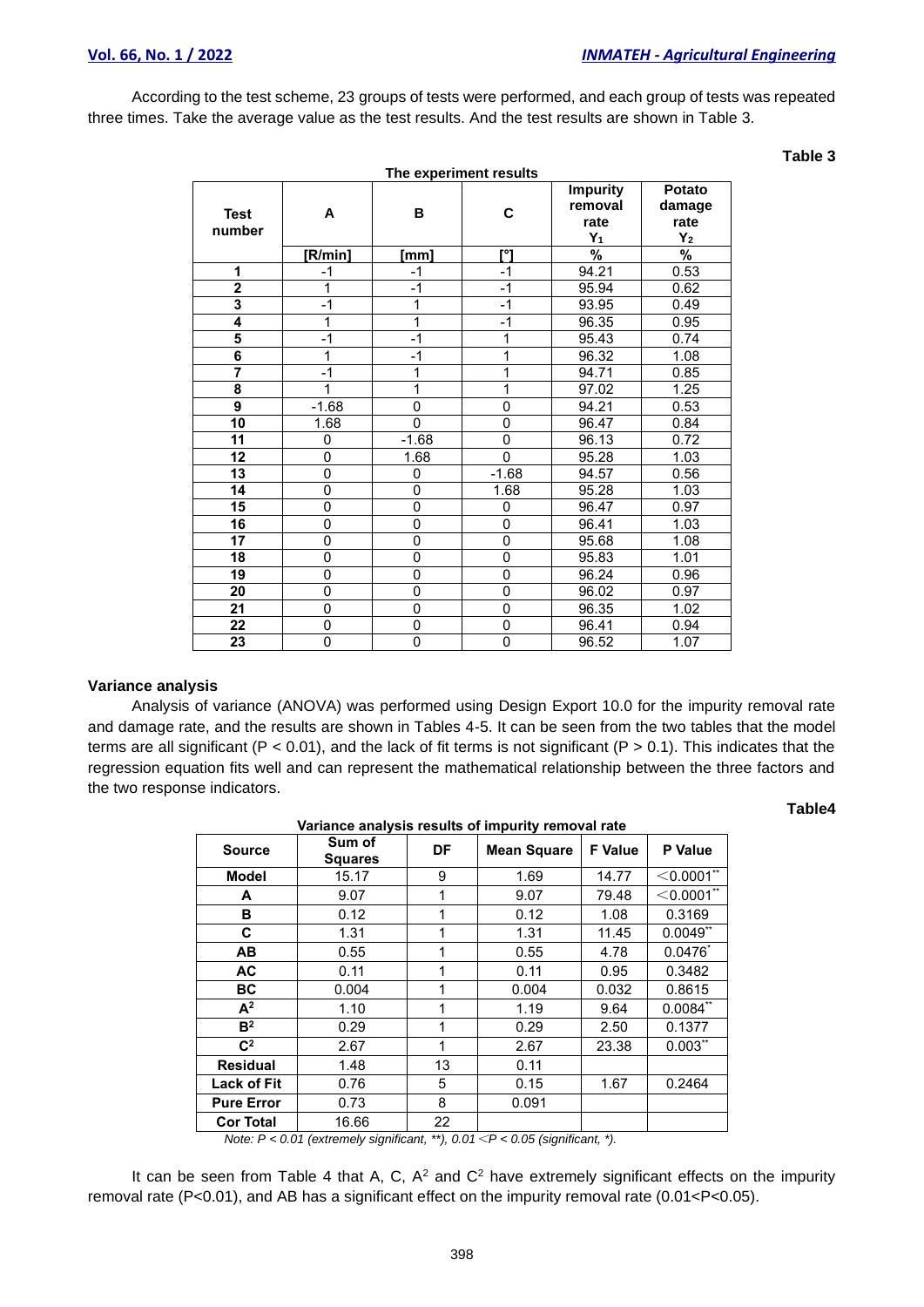According to the test scheme, 23 groups of tests were performed, and each group of tests was repeated three times. Take the average value as the test results. And the test results are shown in Table 3.

**Table 3**

**The experiment results**

| Test number | A | B | C | Impurity removal rate $Y_1$ | Potato damage rate $Y_2$ |
|---|---|---|---|---|---|
| | [R/min] | [mm] | [°] | % | % |
| 1 | -1 | -1 | -1 | 94.21 | 0.53 |
| 2 | 1 | -1 | -1 | 95.94 | 0.62 |
| 3 | -1 | 1 | -1 | 93.95 | 0.49 |
| 4 | 1 | 1 | -1 | 96.35 | 0.95 |
| 5 | -1 | -1 | 1 | 95.43 | 0.74 |
| 6 | 1 | -1 | 1 | 96.32 | 1.08 |
| 7 | -1 | 1 | 1 | 94.71 | 0.85 |
| 8 | 1 | 1 | 1 | 97.02 | 1.25 |
| 9 | -1.68 | 0 | 0 | 94.21 | 0.53 |
| 10 | 1.68 | 0 | 0 | 96.47 | 0.84 |
| 11 | 0 | -1.68 | 0 | 96.13 | 0.72 |
| 12 | 0 | 1.68 | 0 | 95.28 | 1.03 |
| 13 | 0 | 0 | -1.68 | 94.57 | 0.56 |
| 14 | 0 | 0 | 1.68 | 95.28 | 1.03 |
| 15 | 0 | 0 | 0 | 96.47 | 0.97 |
| 16 | 0 | 0 | 0 | 96.41 | 1.03 |
| 17 | 0 | 0 | 0 | 95.68 | 1.08 |
| 18 | 0 | 0 | 0 | 95.83 | 1.01 |
| 19 | 0 | 0 | 0 | 96.24 | 0.96 |
| 20 | 0 | 0 | 0 | 96.02 | 0.97 |
| 21 | 0 | 0 | 0 | 96.35 | 1.02 |
| 22 | 0 | 0 | 0 | 96.41 | 0.94 |
| 23 | 0 | 0 | 0 | 96.52 | 1.07 |

### Variance analysis

Analysis of variance (ANOVA) was performed using Design Export 10.0 for the impurity removal rate and damage rate, and the results are shown in Tables 4-5. It can be seen from the two tables that the model terms are all significant ($P < 0.01$), and the lack of fit terms is not significant ($P > 0.1$). This indicates that the regression equation fits well and can represent the mathematical relationship between the three factors and the two response indicators.

**Table4**

**Variance analysis results of impurity removal rate**

| Source | Sum of Squares | DF | Mean Square | F Value | P Value |
|---|---|---|---|---|---|
| Model | 15.17 | 9 | 1.69 | 14.77 | <0.0001** |
| A | 9.07 | 1 | 9.07 | 79.48 | <0.0001** |
| B | 0.12 | 1 | 0.12 | 1.08 | 0.3169 |
| C | 1.31 | 1 | 1.31 | 11.45 | 0.0049** |
| AB | 0.55 | 1 | 0.55 | 4.78 | 0.0476* |
| AC | 0.11 | 1 | 0.11 | 0.95 | 0.3482 |
| BC | 0.004 | 1 | 0.004 | 0.032 | 0.8615 |
| $A^2$ | 1.10 | 1 | 1.19 | 9.64 | 0.0084** |
| $B^2$ | 0.29 | 1 | 0.29 | 2.50 | 0.1377 |
| $C^2$ | 2.67 | 1 | 2.67 | 23.38 | 0.003** |
| Residual | 1.48 | 13 | 0.11 | | |
| Lack of Fit | 0.76 | 5 | 0.15 | 1.67 | 0.2464 |
| Pure Error | 0.73 | 8 | 0.091 | | |
| Cor Total | 16.66 | 22 | | | |

*Note: $P < 0.01$ (extremely significant, \*\*), $0.01 < P < 0.05$ (significant, \*).*

It can be seen from Table 4 that A, C, $A^2$ and $C^2$ have extremely significant effects on the impurity removal rate ($P<0.01$), and AB has a significant effect on the impurity removal rate ($0.01<P<0.05$).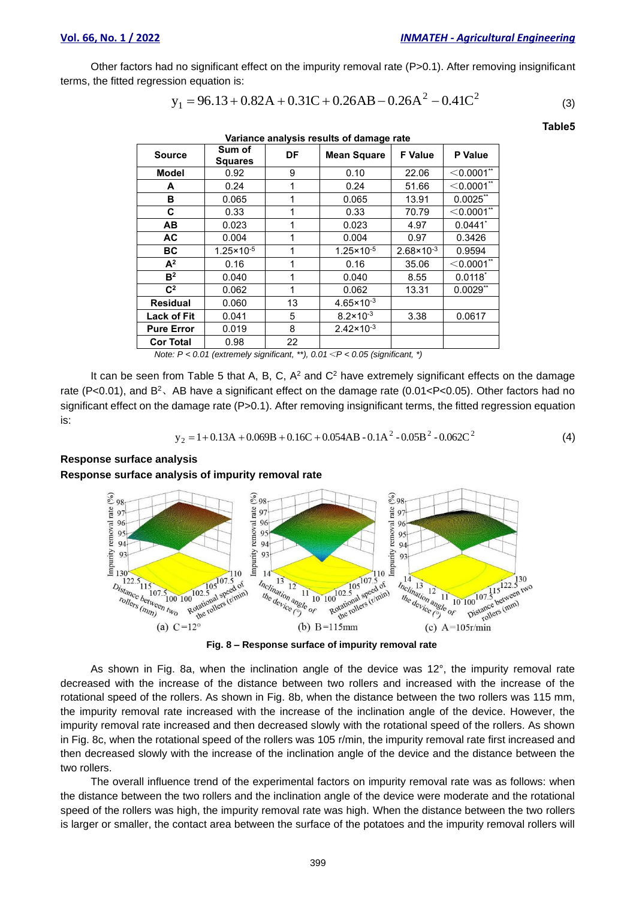Other factors had no significant effect on the impurity removal rate (P>0.1). After removing insignificant terms, the fitted regression equation is:

$$y_1 = 96.13 + 0.82A + 0.31C + 0.26AB - 0.26A^2 - 0.41C^2 \tag{3}$$

**Table5**

**Variance analysis results of damage rate**

| Source | Sum of Squares | DF | Mean Square | F Value | P Value |
|---|---|---|---|---|---|
| Model | 0.92 | 9 | 0.10 | 22.06 | <0.0001** |
| A | 0.24 | 1 | 0.24 | 51.66 | <0.0001** |
| B | 0.065 | 1 | 0.065 | 13.91 | 0.0025** |
| C | 0.33 | 1 | 0.33 | 70.79 | <0.0001** |
| AB | 0.023 | 1 | 0.023 | 4.97 | 0.0441* |
| AC | 0.004 | 1 | 0.004 | 0.97 | 0.3426 |
| BC | $1.25\times10^{-5}$ | 1 | $1.25\times10^{-5}$ | $2.68\times10^{-3}$ | 0.9594 |
| $A^2$ | 0.16 | 1 | 0.16 | 35.06 | <0.0001** |
| $B^2$ | 0.040 | 1 | 0.040 | 8.55 | 0.0118* |
| $C^2$ | 0.062 | 1 | 0.062 | 13.31 | 0.0029** |
| Residual | 0.060 | 13 | $4.65\times10^{-3}$ | | |
| Lack of Fit | 0.041 | 5 | $8.2\times10^{-3}$ | 3.38 | 0.0617 |
| Pure Error | 0.019 | 8 | $2.42\times10^{-3}$ | | |
| Cor Total | 0.98 | 22 | | | |

*Note: P < 0.01 (extremely significant, \*\*), 0.01 <P < 0.05 (significant, \*)*

It can be seen from Table 5 that A, B, C, $A^2$ and $C^2$ have extremely significant effects on the damage rate (P<0.01), and $B^2$、AB have a significant effect on the damage rate (0.01<P<0.05). Other factors had no significant effect on the damage rate (P>0.1). After removing insignificant terms, the fitted regression equation is:

$$y_2 = 1 + 0.13A + 0.069B + 0.16C + 0.054AB - 0.1A^2 - 0.05B^2 - 0.062C^2 \tag{4}$$

## Response surface analysis

### Response surface analysis of impurity removal rate

(a) C=12° (b) B=115mm (c) A=105r/min

**Fig. 8 – Response surface of impurity removal rate**

As shown in Fig. 8a, when the inclination angle of the device was 12°, the impurity removal rate decreased with the increase of the distance between two rollers and increased with the increase of the rotational speed of the rollers. As shown in Fig. 8b, when the distance between the two rollers was 115 mm, the impurity removal rate increased with the increase of the inclination angle of the device. However, the impurity removal rate increased and then decreased slowly with the rotational speed of the rollers. As shown in Fig. 8c, when the rotational speed of the rollers was 105 r/min, the impurity removal rate first increased and then decreased slowly with the increase of the inclination angle of the device and the distance between the two rollers.

The overall influence trend of the experimental factors on impurity removal rate was as follows: when the distance between the two rollers and the inclination angle of the device were moderate and the rotational speed of the rollers was high, the impurity removal rate was high. When the distance between the two rollers is larger or smaller, the contact area between the surface of the potatoes and the impurity removal rollers will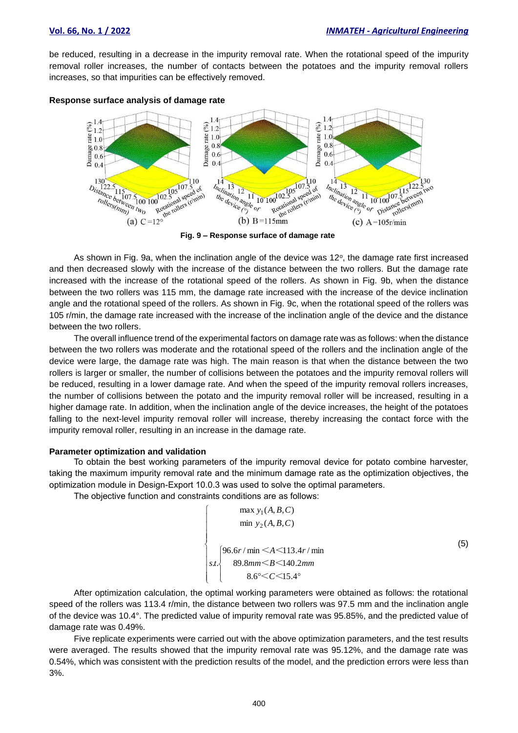be reduced, resulting in a decrease in the impurity removal rate. When the rotational speed of the impurity removal roller increases, the number of contacts between the potatoes and the impurity removal rollers increases, so that impurities can be effectively removed.

**Response surface analysis of damage rate**

**Fig. 9 – Response surface of damage rate**

As shown in Fig. 9a, when the inclination angle of the device was 12°, the damage rate first increased and then decreased slowly with the increase of the distance between the two rollers. But the damage rate increased with the increase of the rotational speed of the rollers. As shown in Fig. 9b, when the distance between the two rollers was 115 mm, the damage rate increased with the increase of the device inclination angle and the rotational speed of the rollers. As shown in Fig. 9c, when the rotational speed of the rollers was 105 r/min, the damage rate increased with the increase of the inclination angle of the device and the distance between the two rollers.

The overall influence trend of the experimental factors on damage rate was as follows: when the distance between the two rollers was moderate and the rotational speed of the rollers and the inclination angle of the device were large, the damage rate was high. The main reason is that when the distance between the two rollers is larger or smaller, the number of collisions between the potatoes and the impurity removal rollers will be reduced, resulting in a lower damage rate. And when the speed of the impurity removal rollers increases, the number of collisions between the potato and the impurity removal roller will be increased, resulting in a higher damage rate. In addition, when the inclination angle of the device increases, the height of the potatoes falling to the next-level impurity removal roller will increase, thereby increasing the contact force with the impurity removal roller, resulting in an increase in the damage rate.

**Parameter optimization and validation**

To obtain the best working parameters of the impurity removal device for potato combine harvester, taking the maximum impurity removal rate and the minimum damage rate as the optimization objectives, the optimization module in Design-Export 10.0.3 was used to solve the optimal parameters.

The objective function and constraints conditions are as follows:

$$\begin{cases} \max\ y_1(A,B,C) \\ \min\ y_2(A,B,C) \\ s.t.\begin{cases} 96.6r/\min < A < 113.4r/\min \\ 89.8mm < B < 140.2mm \\ 8.6^\circ < C < 15.4^\circ \end{cases} \end{cases} \tag{5}$$

After optimization calculation, the optimal working parameters were obtained as follows: the rotational speed of the rollers was 113.4 r/min, the distance between two rollers was 97.5 mm and the inclination angle of the device was 10.4°. The predicted value of impurity removal rate was 95.85%, and the predicted value of damage rate was 0.49%.

Five replicate experiments were carried out with the above optimization parameters, and the test results were averaged. The results showed that the impurity removal rate was 95.12%, and the damage rate was 0.54%, which was consistent with the prediction results of the model, and the prediction errors were less than 3%.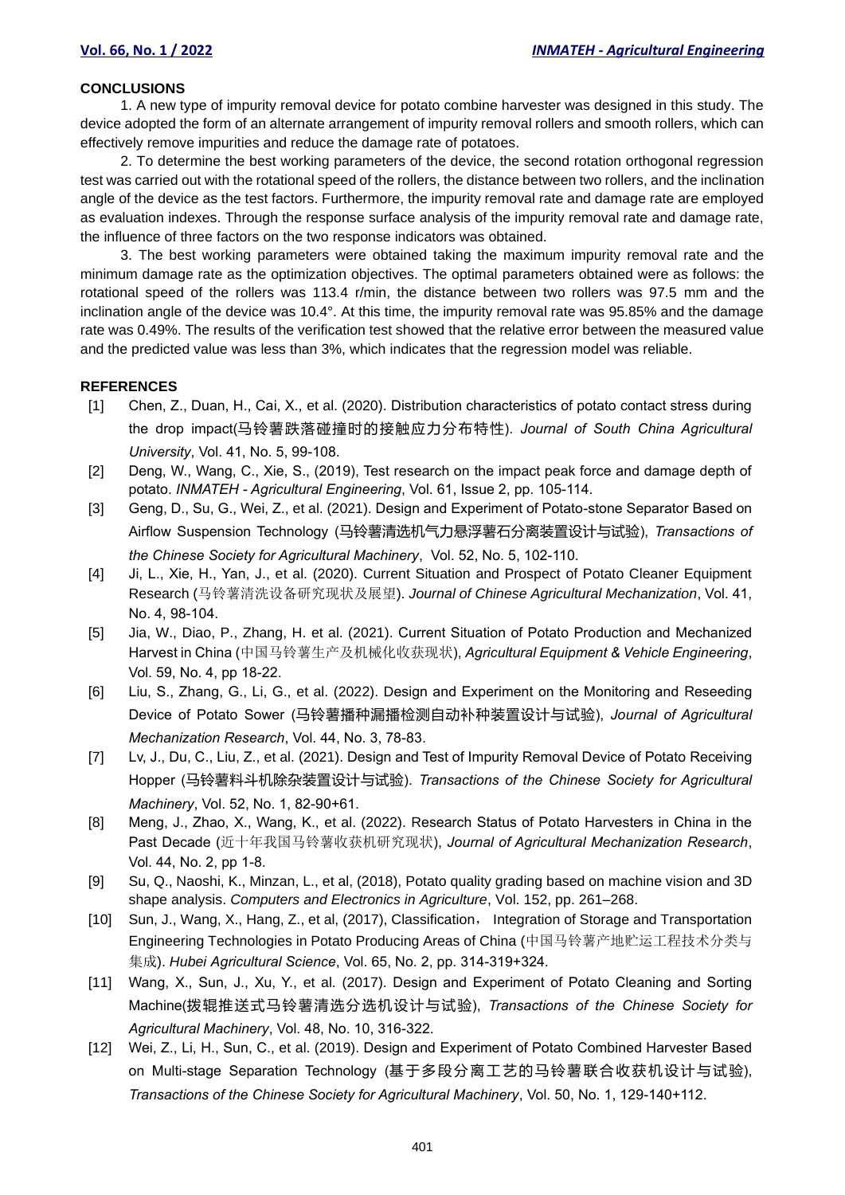## CONCLUSIONS

1. A new type of impurity removal device for potato combine harvester was designed in this study. The device adopted the form of an alternate arrangement of impurity removal rollers and smooth rollers, which can effectively remove impurities and reduce the damage rate of potatoes.

2. To determine the best working parameters of the device, the second rotation orthogonal regression test was carried out with the rotational speed of the rollers, the distance between two rollers, and the inclination angle of the device as the test factors. Furthermore, the impurity removal rate and damage rate are employed as evaluation indexes. Through the response surface analysis of the impurity removal rate and damage rate, the influence of three factors on the two response indicators was obtained.

3. The best working parameters were obtained taking the maximum impurity removal rate and the minimum damage rate as the optimization objectives. The optimal parameters obtained were as follows: the rotational speed of the rollers was 113.4 r/min, the distance between two rollers was 97.5 mm and the inclination angle of the device was 10.4°. At this time, the impurity removal rate was 95.85% and the damage rate was 0.49%. The results of the verification test showed that the relative error between the measured value and the predicted value was less than 3%, which indicates that the regression model was reliable.

## REFERENCES

[1] Chen, Z., Duan, H., Cai, X., et al. (2020). Distribution characteristics of potato contact stress during the drop impact(马铃薯跌落碰撞时的接触应力分布特性). *Journal of South China Agricultural University*, Vol. 41, No. 5, 99-108.

[2] Deng, W., Wang, C., Xie, S., (2019), Test research on the impact peak force and damage depth of potato. *INMATEH - Agricultural Engineering*, Vol. 61, Issue 2, pp. 105-114.

[3] Geng, D., Su, G., Wei, Z., et al. (2021). Design and Experiment of Potato-stone Separator Based on Airflow Suspension Technology (马铃薯清选机气力悬浮薯石分离装置设计与试验), *Transactions of the Chinese Society for Agricultural Machinery*, Vol. 52, No. 5, 102-110.

[4] Ji, L., Xie, H., Yan, J., et al. (2020). Current Situation and Prospect of Potato Cleaner Equipment Research (马铃薯清洗设备研究现状及展望). *Journal of Chinese Agricultural Mechanization*, Vol. 41, No. 4, 98-104.

[5] Jia, W., Diao, P., Zhang, H. et al. (2021). Current Situation of Potato Production and Mechanized Harvest in China (中国马铃薯生产及机械化收获现状), *Agricultural Equipment & Vehicle Engineering*, Vol. 59, No. 4, pp 18-22.

[6] Liu, S., Zhang, G., Li, G., et al. (2022). Design and Experiment on the Monitoring and Reseeding Device of Potato Sower (马铃薯播种漏播检测自动补种装置设计与试验), *Journal of Agricultural Mechanization Research*, Vol. 44, No. 3, 78-83.

[7] Lv, J., Du, C., Liu, Z., et al. (2021). Design and Test of Impurity Removal Device of Potato Receiving Hopper (马铃薯料斗机除杂装置设计与试验). *Transactions of the Chinese Society for Agricultural Machinery*, Vol. 52, No. 1, 82-90+61.

[8] Meng, J., Zhao, X., Wang, K., et al. (2022). Research Status of Potato Harvesters in China in the Past Decade (近十年我国马铃薯收获机研究现状), *Journal of Agricultural Mechanization Research*, Vol. 44, No. 2, pp 1-8.

[9] Su, Q., Naoshi, K., Minzan, L., et al, (2018), Potato quality grading based on machine vision and 3D shape analysis. *Computers and Electronics in Agriculture*, Vol. 152, pp. 261–268.

[10] Sun, J., Wang, X., Hang, Z., et al, (2017), Classification， Integration of Storage and Transportation Engineering Technologies in Potato Producing Areas of China (中国马铃薯产地贮运工程技术分类与集成). *Hubei Agricultural Science*, Vol. 65, No. 2, pp. 314-319+324.

[11] Wang, X., Sun, J., Xu, Y., et al. (2017). Design and Experiment of Potato Cleaning and Sorting Machine(拨辊推送式马铃薯清选分选机设计与试验), *Transactions of the Chinese Society for Agricultural Machinery*, Vol. 48, No. 10, 316-322.

[12] Wei, Z., Li, H., Sun, C., et al. (2019). Design and Experiment of Potato Combined Harvester Based on Multi-stage Separation Technology (基于多段分离工艺的马铃薯联合收获机设计与试验), *Transactions of the Chinese Society for Agricultural Machinery*, Vol. 50, No. 1, 129-140+112.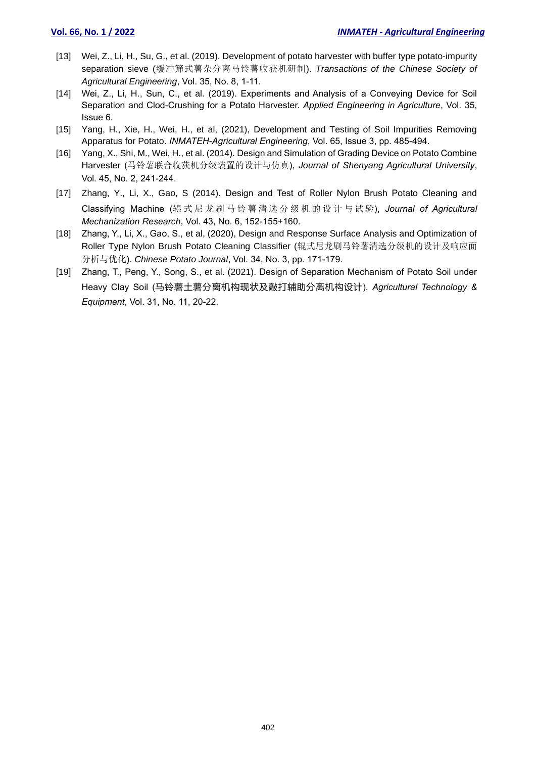[13] Wei, Z., Li, H., Su, G., et al. (2019). Development of potato harvester with buffer type potato-impurity separation sieve (缓冲筛式薯杂分离马铃薯收获机研制). *Transactions of the Chinese Society of Agricultural Engineering*, Vol. 35, No. 8, 1-11.

[14] Wei, Z., Li, H., Sun, C., et al. (2019). Experiments and Analysis of a Conveying Device for Soil Separation and Clod-Crushing for a Potato Harvester. *Applied Engineering in Agriculture*, Vol. 35, Issue 6.

[15] Yang, H., Xie, H., Wei, H., et al, (2021), Development and Testing of Soil Impurities Removing Apparatus for Potato. *INMATEH-Agricultural Engineering*, Vol. 65, Issue 3, pp. 485-494.

[16] Yang, X., Shi, M., Wei, H., et al. (2014). Design and Simulation of Grading Device on Potato Combine Harvester (马铃薯联合收获机分级装置的设计与仿真), *Journal of Shenyang Agricultural University*, Vol. 45, No. 2, 241-244.

[17] Zhang, Y., Li, X., Gao, S (2014). Design and Test of Roller Nylon Brush Potato Cleaning and Classifying Machine (辊式尼龙刷马铃薯清选分级机的设计与试验), *Journal of Agricultural Mechanization Research*, Vol. 43, No. 6, 152-155+160.

[18] Zhang, Y., Li, X., Gao, S., et al, (2020), Design and Response Surface Analysis and Optimization of Roller Type Nylon Brush Potato Cleaning Classifier (辊式尼龙刷马铃薯清选分级机的设计及响应面分析与优化). *Chinese Potato Journal*, Vol. 34, No. 3, pp. 171-179.

[19] Zhang, T., Peng, Y., Song, S., et al. (2021). Design of Separation Mechanism of Potato Soil under Heavy Clay Soil (马铃薯土薯分离机构现状及敲打辅助分离机构设计). *Agricultural Technology & Equipment*, Vol. 31, No. 11, 20-22.